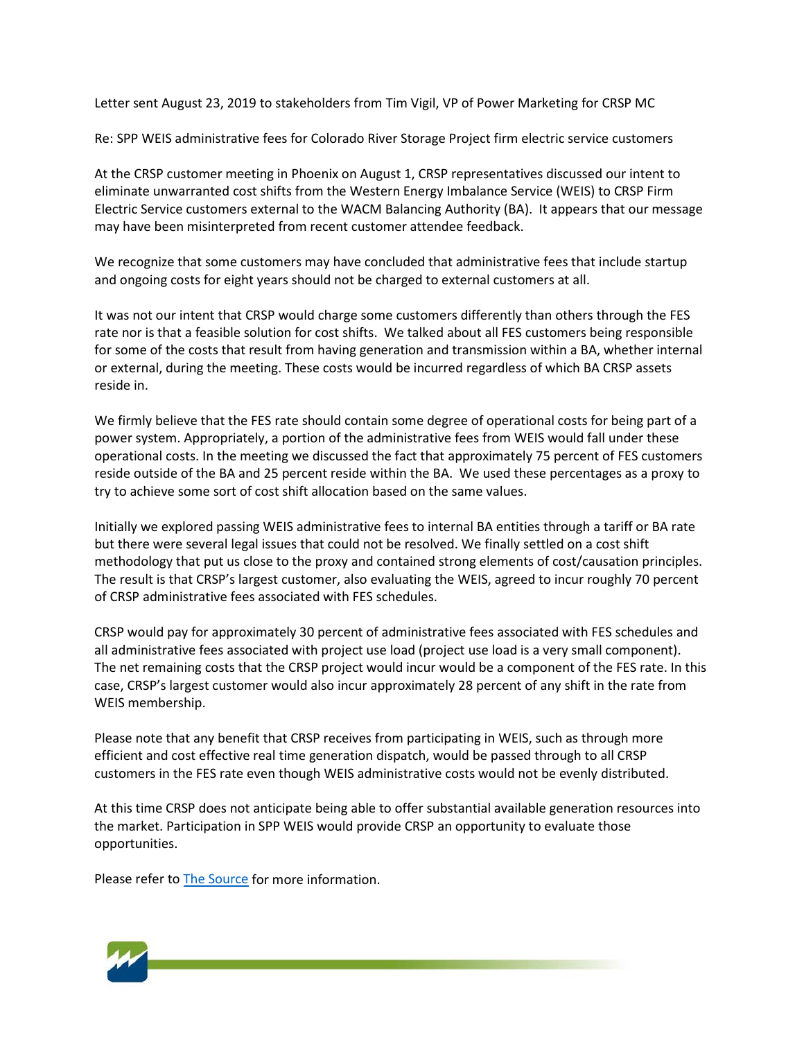Letter sent August 23, 2019 to stakeholders from Tim Vigil, VP of Power Marketing for CRSP MC

Re: SPP WEIS administrative fees for Colorado River Storage Project firm electric service customers

At the CRSP customer meeting in Phoenix on August 1, CRSP representatives discussed our intent to eliminate unwarranted cost shifts from the Western Energy Imbalance Service (WEIS) to CRSP Firm Electric Service customers external to the WACM Balancing Authority (BA). It appears that our message may have been misinterpreted from recent customer attendee feedback.

We recognize that some customers may have concluded that administrative fees that include startup and ongoing costs for eight years should not be charged to external customers at all.

It was not our intent that CRSP would charge some customers differently than others through the FES rate nor is that a feasible solution for cost shifts. We talked about all FES customers being responsible for some of the costs that result from having generation and transmission within a BA, whether internal or external, during the meeting. These costs would be incurred regardless of which BA CRSP assets reside in.

We firmly believe that the FES rate should contain some degree of operational costs for being part of a power system. Appropriately, a portion of the administrative fees from WEIS would fall under these operational costs. In the meeting we discussed the fact that approximately 75 percent of FES customers reside outside of the BA and 25 percent reside within the BA. We used these percentages as a proxy to try to achieve some sort of cost shift allocation based on the same values.

Initially we explored passing WEIS administrative fees to internal BA entities through a tariff or BA rate but there were several legal issues that could not be resolved. We finally settled on a cost shift methodology that put us close to the proxy and contained strong elements of cost/causation principles. The result is that CRSP's largest customer, also evaluating the WEIS, agreed to incur roughly 70 percent of CRSP administrative fees associated with FES schedules.

CRSP would pay for approximately 30 percent of administrative fees associated with FES schedules and all administrative fees associated with project use load (project use load is a very small component). The net remaining costs that the CRSP project would incur would be a component of the FES rate. In this case, CRSP's largest customer would also incur approximately 28 percent of any shift in the rate from WEIS membership.

Please note that any benefit that CRSP receives from participating in WEIS, such as through more efficient and cost effective real time generation dispatch, would be passed through to all CRSP customers in the FES rate even though WEIS administrative costs would not be evenly distributed.

At this time CRSP does not anticipate being able to offer substantial available generation resources into the market. Participation in SPP WEIS would provide CRSP an opportunity to evaluate those opportunities.

Please refer to [The Source](#) for more information.